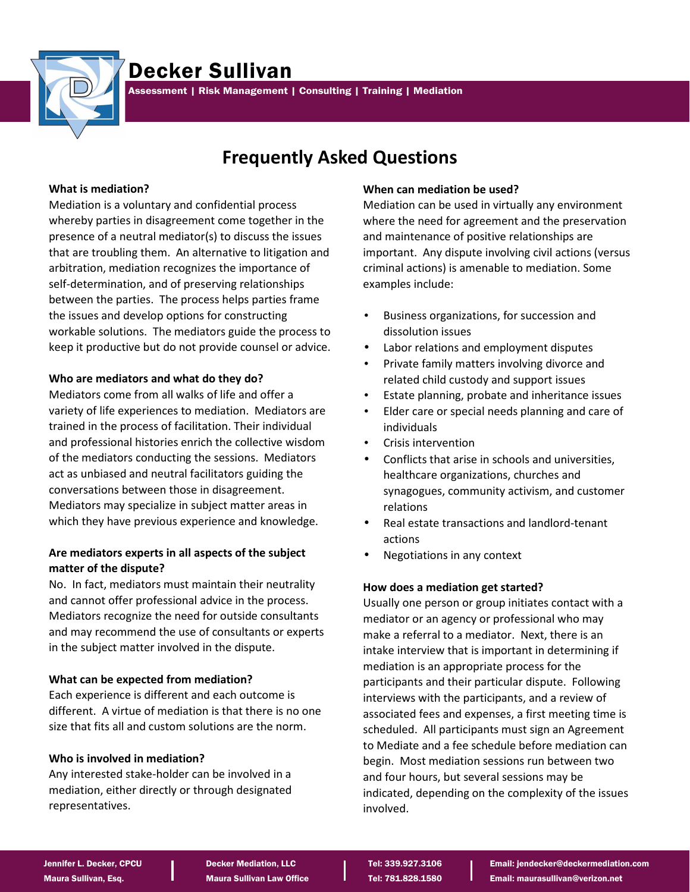# Decker Sullivan

**Assessment | Risk Management | Consulting | Training | Mediation**

## Frequently Asked Questions

**What is mediation?**

Mediation is a voluntary and confidential process whereby parties in disagreement come together in the presence of a neutral mediator(s) to discuss the issues that are troubling them. An alternative to litigation and arbitration, mediation recognizes the importance of self-determination, and of preserving relationships between the parties. The process helps parties frame the issues and develop options for constructing workable solutions. The mediators guide the process to keep it productive but do not provide counsel or advice.

**Who are mediators and what do they do?**

Mediators come from all walks of life and offer a variety of life experiences to mediation. Mediators are trained in the process of facilitation. Their individual and professional histories enrich the collective wisdom of the mediators conducting the sessions. Mediators act as unbiased and neutral facilitators guiding the conversations between those in disagreement. Mediators may specialize in subject matter areas in which they have previous experience and knowledge.

**Are mediators experts in all aspects of the subject matter of the dispute?**

No. In fact, mediators must maintain their neutrality and cannot offer professional advice in the process. Mediators recognize the need for outside consultants and may recommend the use of consultants or experts in the subject matter involved in the dispute.

**What can be expected from mediation?**

Each experience is different and each outcome is different. A virtue of mediation is that there is no one size that fits all and custom solutions are the norm.

**Who is involved in mediation?**

Any interested stake-holder can be involved in a mediation, either directly or through designated representatives.

**When can mediation be used?**

Mediation can be used in virtually any environment where the need for agreement and the preservation and maintenance of positive relationships are important. Any dispute involving civil actions (versus criminal actions) is amenable to mediation. Some examples include:

- Business organizations, for succession and dissolution issues
- Labor relations and employment disputes
- Private family matters involving divorce and related child custody and support issues
- Estate planning, probate and inheritance issues
- Elder care or special needs planning and care of individuals
- Crisis intervention
- Conflicts that arise in schools and universities, healthcare organizations, churches and synagogues, community activism, and customer relations
- Real estate transactions and landlord-tenant actions
- Negotiations in any context

**How does a mediation get started?**

Usually one person or group initiates contact with a mediator or an agency or professional who may make a referral to a mediator. Next, there is an intake interview that is important in determining if mediation is an appropriate process for the participants and their particular dispute. Following interviews with the participants, and a review of associated fees and expenses, a first meeting time is scheduled. All participants must sign an Agreement to Mediate and a fee schedule before mediation can begin. Most mediation sessions run between two and four hours, but several sessions may be indicated, depending on the complexity of the issues involved.

Jennifer L. Decker, CPCU | Decker Mediation, LLC | Tel: 339.927.3106 | Email: jendecker@deckermediation.com
Maura Sullivan, Esq. | Maura Sullivan Law Office | Tel: 781.828.1580 | Email: maurasullivan@verizon.net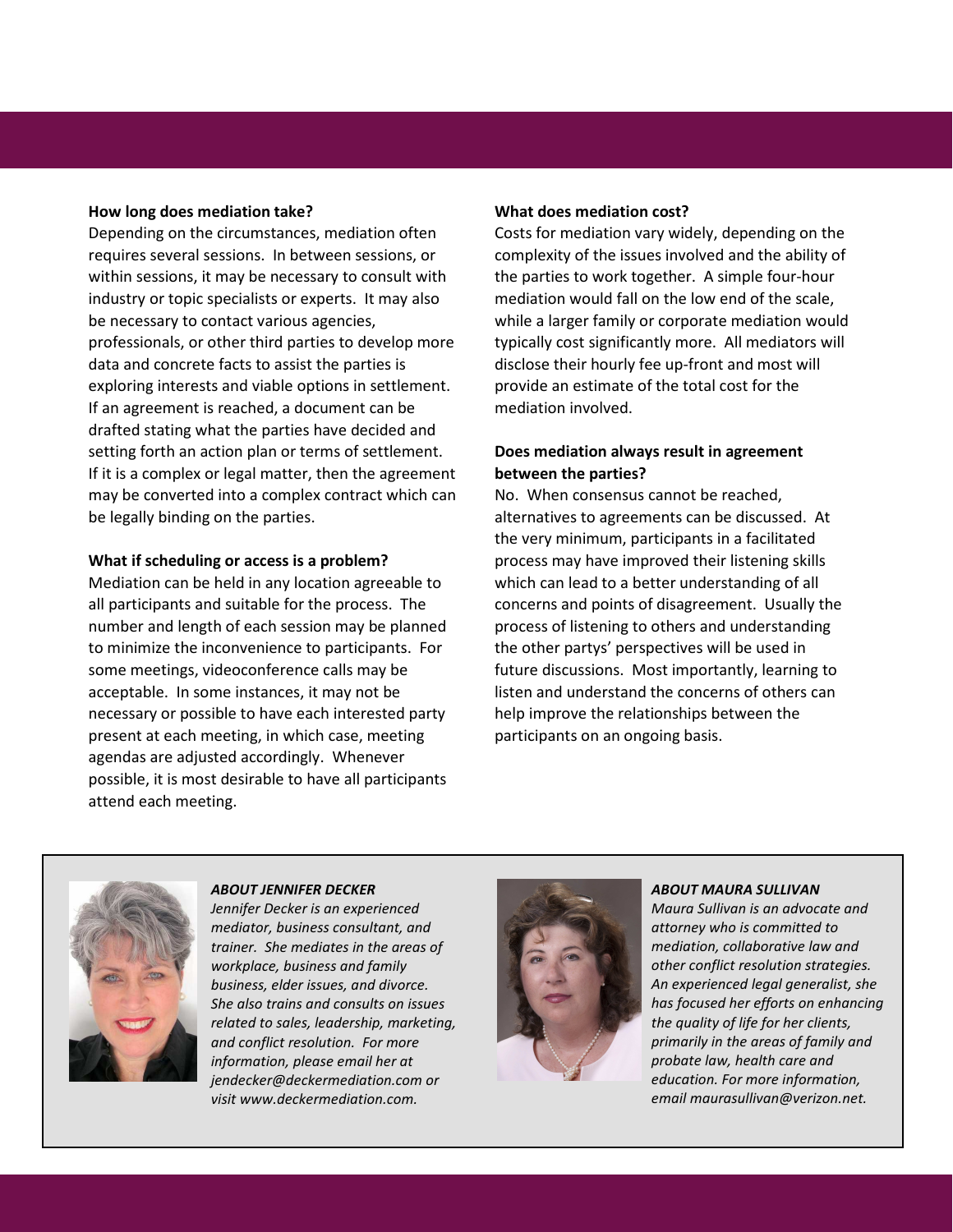**How long does mediation take?**

Depending on the circumstances, mediation often requires several sessions. In between sessions, or within sessions, it may be necessary to consult with industry or topic specialists or experts. It may also be necessary to contact various agencies, professionals, or other third parties to develop more data and concrete facts to assist the parties is exploring interests and viable options in settlement. If an agreement is reached, a document can be drafted stating what the parties have decided and setting forth an action plan or terms of settlement. If it is a complex or legal matter, then the agreement may be converted into a complex contract which can be legally binding on the parties.

**What if scheduling or access is a problem?**

Mediation can be held in any location agreeable to all participants and suitable for the process. The number and length of each session may be planned to minimize the inconvenience to participants. For some meetings, videoconference calls may be acceptable. In some instances, it may not be necessary or possible to have each interested party present at each meeting, in which case, meeting agendas are adjusted accordingly. Whenever possible, it is most desirable to have all participants attend each meeting.

**What does mediation cost?**

Costs for mediation vary widely, depending on the complexity of the issues involved and the ability of the parties to work together. A simple four-hour mediation would fall on the low end of the scale, while a larger family or corporate mediation would typically cost significantly more. All mediators will disclose their hourly fee up-front and most will provide an estimate of the total cost for the mediation involved.

**Does mediation always result in agreement between the parties?**

No. When consensus cannot be reached, alternatives to agreements can be discussed. At the very minimum, participants in a facilitated process may have improved their listening skills which can lead to a better understanding of all concerns and points of disagreement. Usually the process of listening to others and understanding the other partys' perspectives will be used in future discussions. Most importantly, learning to listen and understand the concerns of others can help improve the relationships between the participants on an ongoing basis.

***ABOUT JENNIFER DECKER***

*Jennifer Decker is an experienced mediator, business consultant, and trainer. She mediates in the areas of workplace, business and family business, elder issues, and divorce. She also trains and consults on issues related to sales, leadership, marketing, and conflict resolution. For more information, please email her at jendecker@deckermediation.com or visit www.deckermediation.com.*

***ABOUT MAURA SULLIVAN***

*Maura Sullivan is an advocate and attorney who is committed to mediation, collaborative law and other conflict resolution strategies. An experienced legal generalist, she has focused her efforts on enhancing the quality of life for her clients, primarily in the areas of family and probate law, health care and education. For more information, email maurasullivan@verizon.net.*